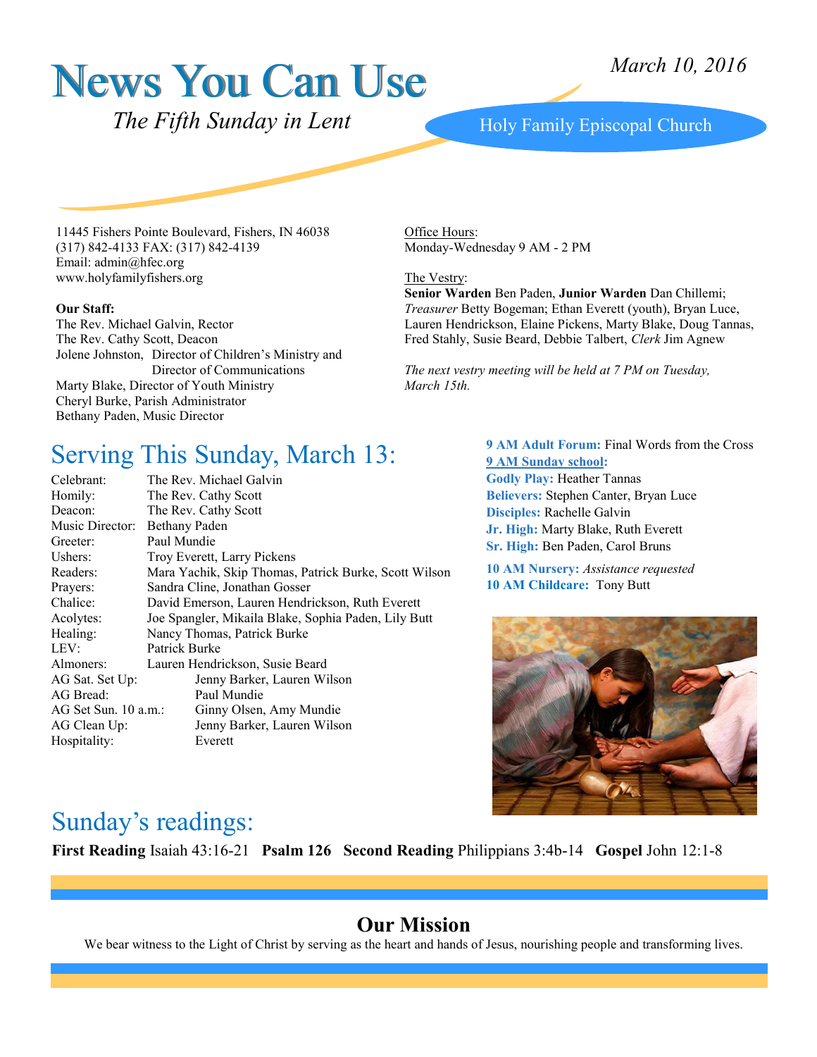# News You Can Use

*March 10, 2016*

*The Fifth Sunday in Lent*

Holy Family Episcopal Church

11445 Fishers Pointe Boulevard, Fishers, IN 46038
(317) 842-4133 FAX: (317) 842-4139
Email: admin@hfec.org
www.holyfamilyfishers.org

**Our Staff:**
The Rev. Michael Galvin, Rector
The Rev. Cathy Scott, Deacon
Jolene Johnston, Director of Children's Ministry and Director of Communications
Marty Blake, Director of Youth Ministry
Cheryl Burke, Parish Administrator
Bethany Paden, Music Director

Office Hours:
Monday-Wednesday 9 AM - 2 PM

The Vestry:
**Senior Warden** Ben Paden, **Junior Warden** Dan Chillemi; *Treasurer* Betty Bogeman; Ethan Everett (youth), Bryan Luce, Lauren Hendrickson, Elaine Pickens, Marty Blake, Doug Tannas, Fred Stahly, Susie Beard, Debbie Talbert, *Clerk* Jim Agnew

*The next vestry meeting will be held at 7 PM on Tuesday, March 15th.*

## Serving This Sunday, March 13:

| | |
|---|---|
| Celebrant: | The Rev. Michael Galvin |
| Homily: | The Rev. Cathy Scott |
| Deacon: | The Rev. Cathy Scott |
| Music Director: | Bethany Paden |
| Greeter: | Paul Mundie |
| Ushers: | Troy Everett, Larry Pickens |
| Readers: | Mara Yachik, Skip Thomas, Patrick Burke, Scott Wilson |
| Prayers: | Sandra Cline, Jonathan Gosser |
| Chalice: | David Emerson, Lauren Hendrickson, Ruth Everett |
| Acolytes: | Joe Spangler, Mikaila Blake, Sophia Paden, Lily Butt |
| Healing: | Nancy Thomas, Patrick Burke |
| LEV: | Patrick Burke |
| Almoners: | Lauren Hendrickson, Susie Beard |
| AG Sat. Set Up: | Jenny Barker, Lauren Wilson |
| AG Bread: | Paul Mundie |
| AG Set Sun. 10 a.m.: | Ginny Olsen, Amy Mundie |
| AG Clean Up: | Jenny Barker, Lauren Wilson |
| Hospitality: | Everett |

**9 AM Adult Forum:** Final Words from the Cross
**9 AM Sunday school:**
**Godly Play:** Heather Tannas
**Believers:** Stephen Canter, Bryan Luce
**Disciples:** Rachelle Galvin
**Jr. High:** Marty Blake, Ruth Everett
**Sr. High:** Ben Paden, Carol Bruns

**10 AM Nursery:** *Assistance requested*
**10 AM Childcare:** Tony Butt

## Sunday's readings:

**First Reading** Isaiah 43:16-21 **Psalm 126** **Second Reading** Philippians 3:4b-14 **Gospel** John 12:1-8

## Our Mission

We bear witness to the Light of Christ by serving as the heart and hands of Jesus, nourishing people and transforming lives.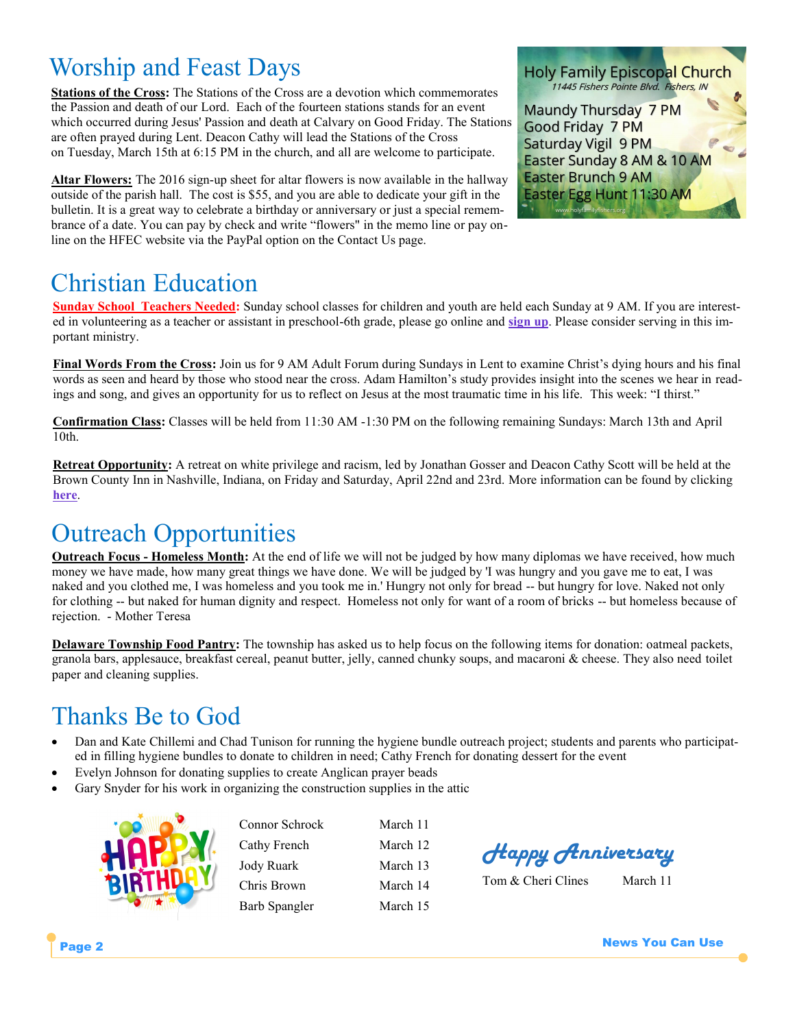# Worship and Feast Days

**Stations of the Cross:** The Stations of the Cross are a devotion which commemorates the Passion and death of our Lord. Each of the fourteen stations stands for an event which occurred during Jesus' Passion and death at Calvary on Good Friday. The Stations are often prayed during Lent. Deacon Cathy will lead the Stations of the Cross on Tuesday, March 15th at 6:15 PM in the church, and all are welcome to participate.

**Altar Flowers:** The 2016 sign-up sheet for altar flowers is now available in the hallway outside of the parish hall. The cost is $55, and you are able to dedicate your gift in the bulletin. It is a great way to celebrate a birthday or anniversary or just a special remembrance of a date. You can pay by check and write "flowers" in the memo line or pay online on the HFEC website via the PayPal option on the Contact Us page.

Holy Family Episcopal Church
*11445 Fishers Pointe Blvd. Fishers, IN*

Maundy Thursday 7 PM
Good Friday 7 PM
Saturday Vigil 9 PM
Easter Sunday 8 AM & 10 AM
Easter Brunch 9 AM
Easter Egg Hunt 11:30 AM

www.holyfamilyfishers.org

# Christian Education

**Sunday School Teachers Needed:** Sunday school classes for children and youth are held each Sunday at 9 AM. If you are interested in volunteering as a teacher or assistant in preschool-6th grade, please go online and **sign up**. Please consider serving in this important ministry.

**Final Words From the Cross:** Join us for 9 AM Adult Forum during Sundays in Lent to examine Christ's dying hours and his final words as seen and heard by those who stood near the cross. Adam Hamilton's study provides insight into the scenes we hear in readings and song, and gives an opportunity for us to reflect on Jesus at the most traumatic time in his life. This week: "I thirst."

**Confirmation Class:** Classes will be held from 11:30 AM -1:30 PM on the following remaining Sundays: March 13th and April 10th.

**Retreat Opportunity:** A retreat on white privilege and racism, led by Jonathan Gosser and Deacon Cathy Scott will be held at the Brown County Inn in Nashville, Indiana, on Friday and Saturday, April 22nd and 23rd. More information can be found by clicking **here**.

# Outreach Opportunities

**Outreach Focus - Homeless Month:** At the end of life we will not be judged by how many diplomas we have received, how much money we have made, how many great things we have done. We will be judged by 'I was hungry and you gave me to eat, I was naked and you clothed me, I was homeless and you took me in.' Hungry not only for bread -- but hungry for love. Naked not only for clothing -- but naked for human dignity and respect. Homeless not only for want of a room of bricks -- but homeless because of rejection. - Mother Teresa

**Delaware Township Food Pantry:** The township has asked us to help focus on the following items for donation: oatmeal packets, granola bars, applesauce, breakfast cereal, peanut butter, jelly, canned chunky soups, and macaroni & cheese. They also need toilet paper and cleaning supplies.

# Thanks Be to God

- Dan and Kate Chillemi and Chad Tunison for running the hygiene bundle outreach project; students and parents who participated in filling hygiene bundles to donate to children in need; Cathy French for donating dessert for the event
- Evelyn Johnson for donating supplies to create Anglican prayer beads
- Gary Snyder for his work in organizing the construction supplies in the attic

**Happy Birthday**

| | |
|---|---|
| Connor Schrock | March 11 |
| Cathy French | March 12 |
| Jody Ruark | March 13 |
| Chris Brown | March 14 |
| Barb Spangler | March 15 |

*Happy Anniversary*

Tom & Cheri Clines March 11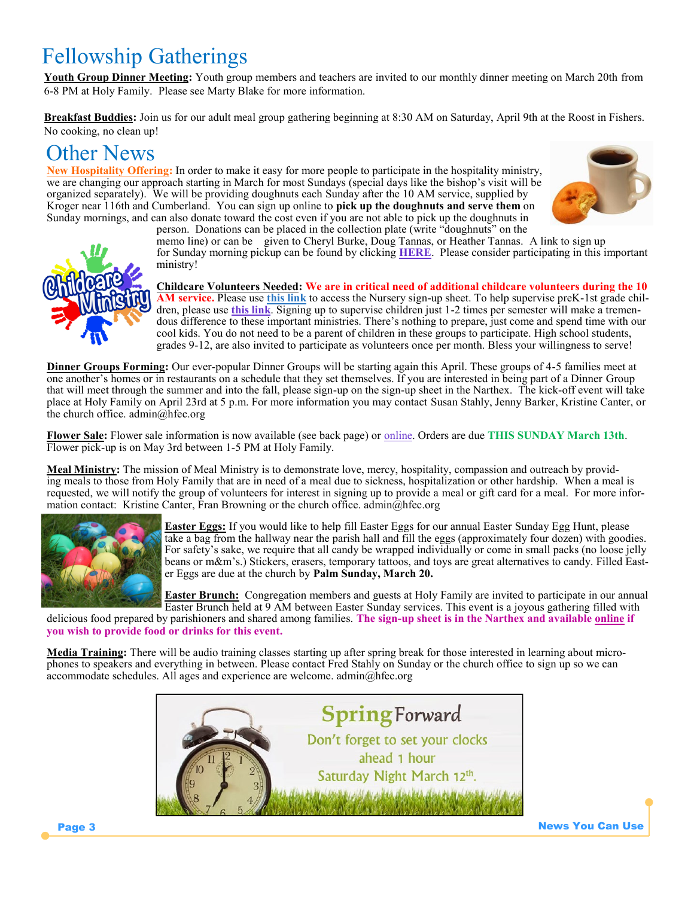# Fellowship Gatherings

**Youth Group Dinner Meeting:** Youth group members and teachers are invited to our monthly dinner meeting on March 20th from 6-8 PM at Holy Family. Please see Marty Blake for more information.

**Breakfast Buddies:** Join us for our adult meal group gathering beginning at 8:30 AM on Saturday, April 9th at the Roost in Fishers. No cooking, no clean up!

# Other News

**New Hospitality Offering:** In order to make it easy for more people to participate in the hospitality ministry, we are changing our approach starting in March for most Sundays (special days like the bishop's visit will be organized separately). We will be providing doughnuts each Sunday after the 10 AM service, supplied by Kroger near 116th and Cumberland. You can sign up online to **pick up the doughnuts and serve them** on Sunday mornings, and can also donate toward the cost even if you are not able to pick up the doughnuts in person. Donations can be placed in the collection plate (write "doughnuts" on the memo line) or can be given to Cheryl Burke, Doug Tannas, or Heather Tannas. A link to sign up for Sunday morning pickup can be found by clicking **HERE**. Please consider participating in this important ministry!

**Childcare Volunteers Needed: We are in critical need of additional childcare volunteers during the 10 AM service.** Please use **this link** to access the Nursery sign-up sheet. To help supervise preK-1st grade children, please use **this link**. Signing up to supervise children just 1-2 times per semester will make a tremendous difference to these important ministries. There's nothing to prepare, just come and spend time with our cool kids. You do not need to be a parent of children in these groups to participate. High school students, grades 9-12, are also invited to participate as volunteers once per month. Bless your willingness to serve!

**Dinner Groups Forming:** Our ever-popular Dinner Groups will be starting again this April. These groups of 4-5 families meet at one another's homes or in restaurants on a schedule that they set themselves. If you are interested in being part of a Dinner Group that will meet through the summer and into the fall, please sign-up on the sign-up sheet in the Narthex. The kick-off event will take place at Holy Family on April 23rd at 5 p.m. For more information you may contact Susan Stahly, Jenny Barker, Kristine Canter, or the church office. admin@hfec.org

**Flower Sale:** Flower sale information is now available (see back page) or online. Orders are due **THIS SUNDAY March 13th**. Flower pick-up is on May 3rd between 1-5 PM at Holy Family.

**Meal Ministry:** The mission of Meal Ministry is to demonstrate love, mercy, hospitality, compassion and outreach by providing meals to those from Holy Family that are in need of a meal due to sickness, hospitalization or other hardship. When a meal is requested, we will notify the group of volunteers for interest in signing up to provide a meal or gift card for a meal. For more information contact: Kristine Canter, Fran Browning or the church office. admin@hfec.org

**Easter Eggs:** If you would like to help fill Easter Eggs for our annual Easter Sunday Egg Hunt, please take a bag from the hallway near the parish hall and fill the eggs (approximately four dozen) with goodies. For safety's sake, we require that all candy be wrapped individually or come in small packs (no loose jelly beans or m&m's.) Stickers, erasers, temporary tattoos, and toys are great alternatives to candy. Filled Easter Eggs are due at the church by **Palm Sunday, March 20.**

**Easter Brunch:** Congregation members and guests at Holy Family are invited to participate in our annual Easter Brunch held at 9 AM between Easter Sunday services. This event is a joyous gathering filled with delicious food prepared by parishioners and shared among families. **The sign-up sheet is in the Narthex and available online if you wish to provide food or drinks for this event.**

**Media Training:** There will be audio training classes starting up after spring break for those interested in learning about microphones to speakers and everything in between. Please contact Fred Stahly on Sunday or the church office to sign up so we can accommodate schedules. All ages and experience are welcome. admin@hfec.org

**Spring Forward**

Don't forget to set your clocks ahead 1 hour Saturday Night March 12th.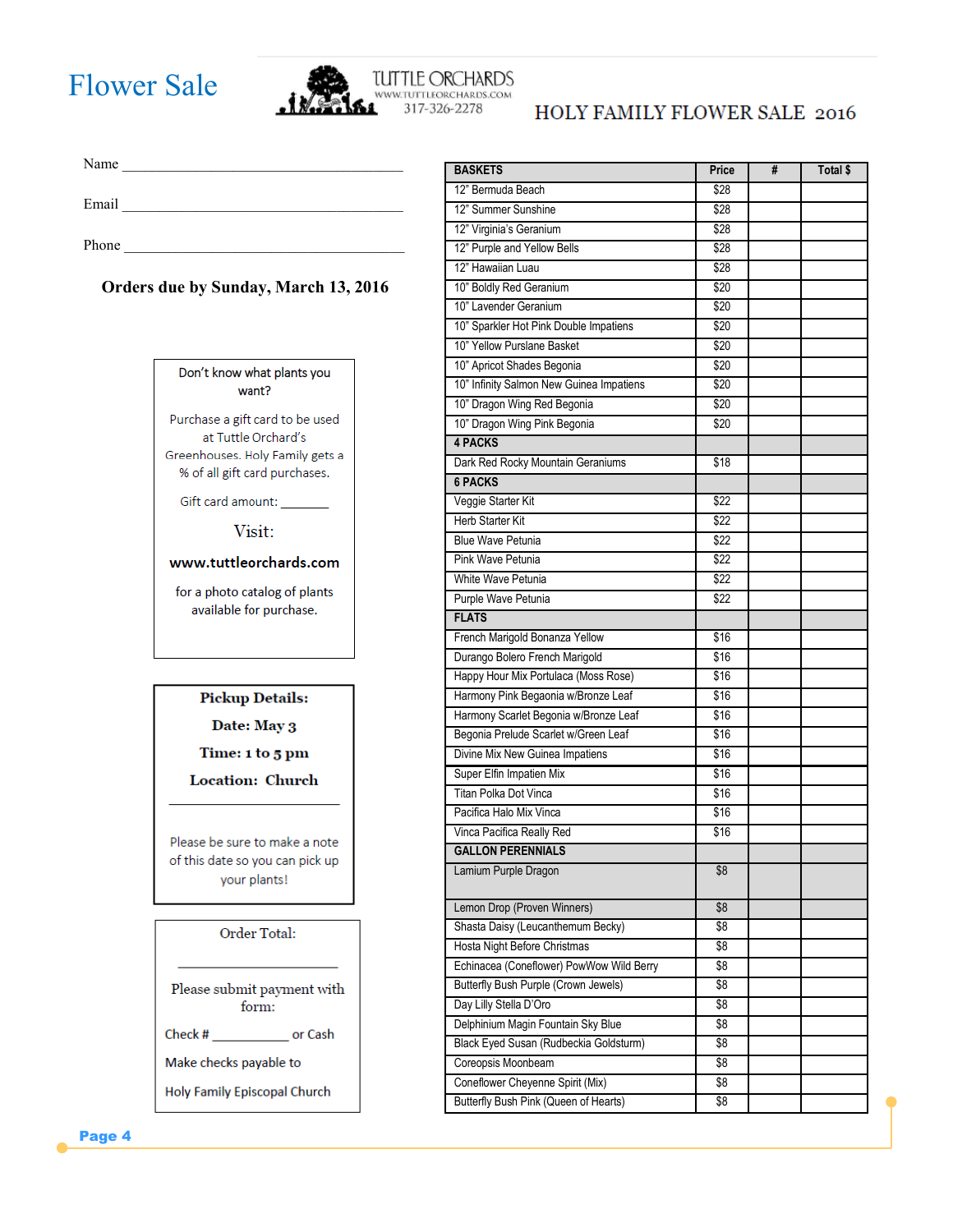# Flower Sale

TUTTLE ORCHARDS
WWW.TUTTLEORCHARDS.COM
317-326-2278

## HOLY FAMILY FLOWER SALE 2016

Name ______________________________

Email ______________________________

Phone ______________________________

**Orders due by Sunday, March 13, 2016**

Don't know what plants you want?

Purchase a gift card to be used at Tuttle Orchard's Greenhouses. Holy Family gets a % of all gift card purchases.

Gift card amount: _______

Visit:

**www.tuttleorchards.com**

for a photo catalog of plants available for purchase.

**Pickup Details:**

**Date: May 3**

**Time: 1 to 5 pm**

**Location: Church**

Please be sure to make a note of this date so you can pick up your plants!

Order Total:

______________________

Please submit payment with form:

Check # ___________ or Cash

Make checks payable to

Holy Family Episcopal Church

| BASKETS | Price | # | Total $ |
|---|---|---|---|
| 12" Bermuda Beach | $28 | | |
| 12" Summer Sunshine | $28 | | |
| 12" Virginia's Geranium | $28 | | |
| 12" Purple and Yellow Bells | $28 | | |
| 12" Hawaiian Luau | $28 | | |
| 10" Boldly Red Geranium | $20 | | |
| 10" Lavender Geranium | $20 | | |
| 10" Sparkler Hot Pink Double Impatiens | $20 | | |
| 10" Yellow Purslane Basket | $20 | | |
| 10" Apricot Shades Begonia | $20 | | |
| 10" Infinity Salmon New Guinea Impatiens | $20 | | |
| 10" Dragon Wing Red Begonia | $20 | | |
| 10" Dragon Wing Pink Begonia | $20 | | |
| **4 PACKS** | | | |
| Dark Red Rocky Mountain Geraniums | $18 | | |
| **6 PACKS** | | | |
| Veggie Starter Kit | $22 | | |
| Herb Starter Kit | $22 | | |
| Blue Wave Petunia | $22 | | |
| Pink Wave Petunia | $22 | | |
| White Wave Petunia | $22 | | |
| Purple Wave Petunia | $22 | | |
| **FLATS** | | | |
| French Marigold Bonanza Yellow | $16 | | |
| Durango Bolero French Marigold | $16 | | |
| Happy Hour Mix Portulaca (Moss Rose) | $16 | | |
| Harmony Pink Begaonia w/Bronze Leaf | $16 | | |
| Harmony Scarlet Begonia w/Bronze Leaf | $16 | | |
| Begonia Prelude Scarlet w/Green Leaf | $16 | | |
| Divine Mix New Guinea Impatiens | $16 | | |
| Super Elfin Impatien Mix | $16 | | |
| Titan Polka Dot Vinca | $16 | | |
| Pacifica Halo Mix Vinca | $16 | | |
| Vinca Pacifica Really Red | $16 | | |
| **GALLON PERENNIALS** | | | |
| Lamium Purple Dragon | $8 | | |
| Lemon Drop (Proven Winners) | $8 | | |
| Shasta Daisy (Leucanthemum Becky) | $8 | | |
| Hosta Night Before Christmas | $8 | | |
| Echinacea (Coneflower) PowWow Wild Berry | $8 | | |
| Butterfly Bush Purple (Crown Jewels) | $8 | | |
| Day Lilly Stella D'Oro | $8 | | |
| Delphinium Magin Fountain Sky Blue | $8 | | |
| Black Eyed Susan (Rudbeckia Goldsturm) | $8 | | |
| Coreopsis Moonbeam | $8 | | |
| Coneflower Cheyenne Spirit (Mix) | $8 | | |
| Butterfly Bush Pink (Queen of Hearts) | $8 | | |